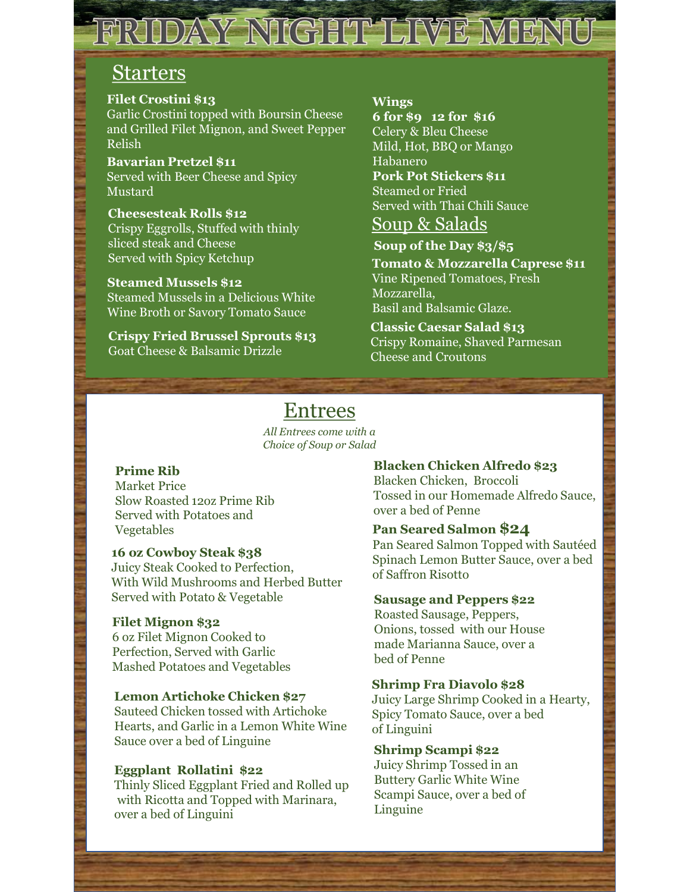# FRIDAY NIGHT LIVE MENU

## Starters

**Filet Crostini $13**
Garlic Crostini topped with Boursin Cheese and Grilled Filet Mignon, and Sweet Pepper Relish

**Bavarian Pretzel $11**
Served with Beer Cheese and Spicy Mustard

**Cheesesteak Rolls $12**
Crispy Eggrolls, Stuffed with thinly sliced steak and Cheese
Served with Spicy Ketchup

**Steamed Mussels $12**
Steamed Mussels in a Delicious White Wine Broth or Savory Tomato Sauce

**Crispy Fried Brussel Sprouts $13**
Goat Cheese & Balsamic Drizzle

**Wings**
**6 for $9   12 for $16**
Celery & Bleu Cheese
Mild, Hot, BBQ or Mango Habanero

**Pork Pot Stickers $11**
Steamed or Fried
Served with Thai Chili Sauce

## Soup & Salads

**Soup of the Day $3/$5**

**Tomato & Mozzarella Caprese $11**
Vine Ripened Tomatoes, Fresh Mozzarella,
Basil and Balsamic Glaze.

**Classic Caesar Salad $13**
Crispy Romaine, Shaved Parmesan Cheese and Croutons

## Entrees

*All Entrees come with a Choice of Soup or Salad*

**Prime Rib**
Market Price
Slow Roasted 12oz Prime Rib
Served with Potatoes and Vegetables

**16 oz Cowboy Steak $38**
Juicy Steak Cooked to Perfection,
With Wild Mushrooms and Herbed Butter
Served with Potato & Vegetable

**Filet Mignon $32**
6 oz Filet Mignon Cooked to Perfection, Served with Garlic Mashed Potatoes and Vegetables

**Lemon Artichoke Chicken $27**
Sauteed Chicken tossed with Artichoke Hearts, and Garlic in a Lemon White Wine Sauce over a bed of Linguine

**Eggplant Rollatini $22**
Thinly Sliced Eggplant Fried and Rolled up with Ricotta and Topped with Marinara, over a bed of Linguini

**Blacken Chicken Alfredo $23**
Blacken Chicken, Broccoli
Tossed in our Homemade Alfredo Sauce, over a bed of Penne

**Pan Seared Salmon $24**
Pan Seared Salmon Topped with Sautéed Spinach Lemon Butter Sauce, over a bed of Saffron Risotto

**Sausage and Peppers $22**
Roasted Sausage, Peppers, Onions, tossed with our House made Marianna Sauce, over a bed of Penne

**Shrimp Fra Diavolo $28**
Juicy Large Shrimp Cooked in a Hearty, Spicy Tomato Sauce, over a bed of Linguini

**Shrimp Scampi $22**
Juicy Shrimp Tossed in an Buttery Garlic White Wine Scampi Sauce, over a bed of Linguine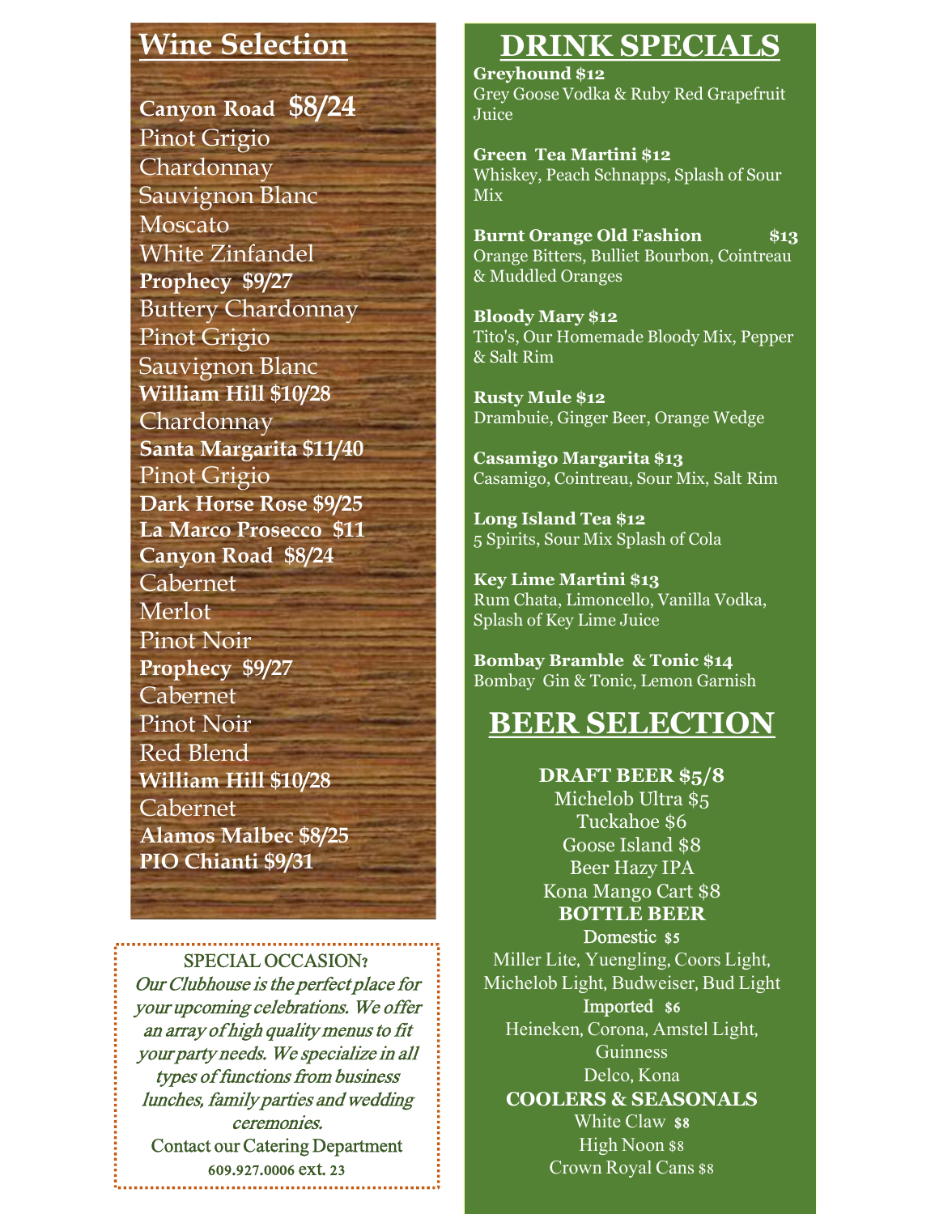## Wine Selection

**Canyon Road $8/24**
Pinot Grigio
Chardonnay
Sauvignon Blanc
Moscato
White Zinfandel
**Prophecy $9/27**
Buttery Chardonnay
Pinot Grigio
Sauvignon Blanc
**William Hill $10/28**
Chardonnay
**Santa Margarita $11/40**
Pinot Grigio
**Dark Horse Rose $9/25**
**La Marco Prosecco $11**
**Canyon Road $8/24**
Cabernet
Merlot
Pinot Noir
**Prophecy $9/27**
Cabernet
Pinot Noir
Red Blend
**William Hill $10/28**
Cabernet
**Alamos Malbec $8/25**
**PIO Chianti $9/31**

SPECIAL OCCASION?
*Our Clubhouse is the perfect place for your upcoming celebrations. We offer an array of high quality menus to fit your party needs. We specialize in all types of functions from business lunches, family parties and wedding ceremonies.*
Contact our Catering Department
609.927.0006 ext. 23

## DRINK SPECIALS

**Greyhound $12**
Grey Goose Vodka & Ruby Red Grapefruit Juice

**Green Tea Martini $12**
Whiskey, Peach Schnapps, Splash of Sour Mix

**Burnt Orange Old Fashion $13**
Orange Bitters, Bulliet Bourbon, Cointreau & Muddled Oranges

**Bloody Mary $12**
Tito's, Our Homemade Bloody Mix, Pepper & Salt Rim

**Rusty Mule $12**
Drambuie, Ginger Beer, Orange Wedge

**Casamigo Margarita $13**
Casamigo, Cointreau, Sour Mix, Salt Rim

**Long Island Tea $12**
5 Spirits, Sour Mix Splash of Cola

**Key Lime Martini $13**
Rum Chata, Limoncello, Vanilla Vodka, Splash of Key Lime Juice

**Bombay Bramble & Tonic $14**
Bombay Gin & Tonic, Lemon Garnish

## BEER SELECTION

**DRAFT BEER $5/8**
Michelob Ultra $5
Tuckahoe $6
Goose Island $8
Beer Hazy IPA
Kona Mango Cart $8

**BOTTLE BEER**
Domestic $5
Miller Lite, Yuengling, Coors Light, Michelob Light, Budweiser, Bud Light
Imported $6
Heineken, Corona, Amstel Light, Guinness
Delco, Kona

**COOLERS & SEASONALS**
White Claw $8
High Noon $8
Crown Royal Cans $8